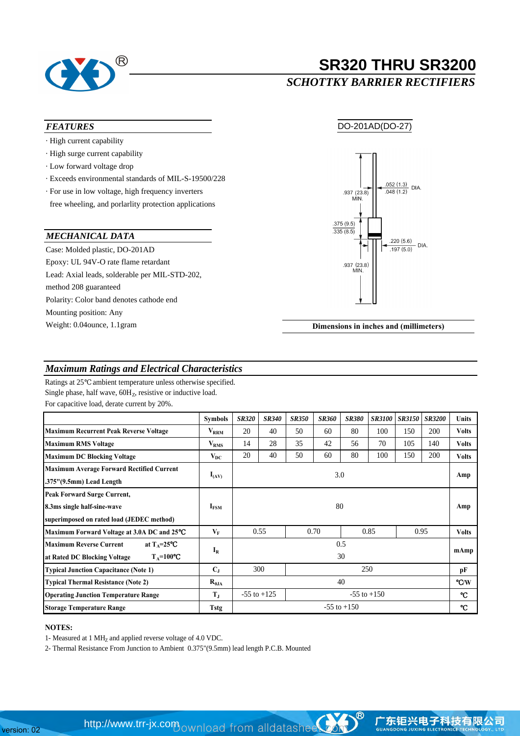# SR320 THRU SR3200

## *SCHOTTKY BARRIER RECTIFIERS*

DO-201AD(DO-27)

### *FEATURES*

- High current capability
- High surge current capability
- Low forward voltage drop
- Exceeds environmental standards of MIL-S-19500/228
- For use in low voltage, high frequency inverters free wheeling, and porlarlity protection applications

### *MECHANICAL DATA*

Case: Molded plastic, DO-201AD
Epoxy: UL 94V-O rate flame retardant
Lead: Axial leads, solderable per MIL-STD-202, method 208 guaranteed
Polarity: Color band denotes cathode end
Mounting position: Any
Weight: 0.04ounce, 1.1gram

.937 (23.8) MIN.
.052 (1.3) / .048 (1.2) DIA.
.375 (9.5) / .335 (8.5)
.220 (5.6) / .197 (5.0) DIA.
.937 (23.8) MIN.

**Dimensions in inches and (millimeters)**

## *Maximum Ratings and Electrical Characteristics*

Ratings at 25℃ ambient temperature unless otherwise specified.
Single phase, half wave, 60$H_Z$, resistive or inductive load.
For capacitive load, derate current by 20%.

| | Symbols | SR320 | SR340 | SR350 | SR360 | SR380 | SR3100 | SR3150 | SR3200 | Units |
|---|---|---|---|---|---|---|---|---|---|---|
| Maximum Recurrent Peak Reverse Voltage | $V_{RRM}$ | 20 | 40 | 50 | 60 | 80 | 100 | 150 | 200 | Volts |
| Maximum RMS Voltage | $V_{RMS}$ | 14 | 28 | 35 | 42 | 56 | 70 | 105 | 140 | Volts |
| Maximum DC Blocking Voltage | $V_{DC}$ | 20 | 40 | 50 | 60 | 80 | 100 | 150 | 200 | Volts |
| Maximum Average Forward Rectified Current .375"(9.5mm) Lead Length | $I_{(AV)}$ | 3.0 | | | | | | | | Amp |
| Peak Forward Surge Current, 8.3ms single half-sine-wave superimposed on rated load (JEDEC method) | $I_{FSM}$ | 80 | | | | | | | | Amp |
| Maximum Forward Voltage at 3.0A DC and 25℃ | $V_F$ | 0.55 | | 0.70 | | 0.85 | | 0.95 | | Volts |
| Maximum Reverse Current at $T_A$=25℃ | $I_R$ | 0.5 | | | | | | | | mAmp |
| at Rated DC Blocking Voltage $T_A$=100℃ | | 30 | | | | | | | | |
| Typical Junction Capacitance (Note 1) | $C_J$ | 300 | | 250 | | | | | | pF |
| Typical Thermal Resistance (Note 2) | $R_{\theta JA}$ | 40 | | | | | | | | ℃/W |
| Operating Junction Temperature Range | $T_J$ | -55 to +125 | | -55 to +150 | | | | | | ℃ |
| Storage Temperature Range | Tstg | -55 to +150 | | | | | | | | ℃ |

**NOTES:**

1- Measured at 1 $MH_Z$ and applied reverse voltage of 4.0 VDC.
2- Thermal Resistance From Junction to Ambient 0.375"(9.5mm) lead length P.C.B. Mounted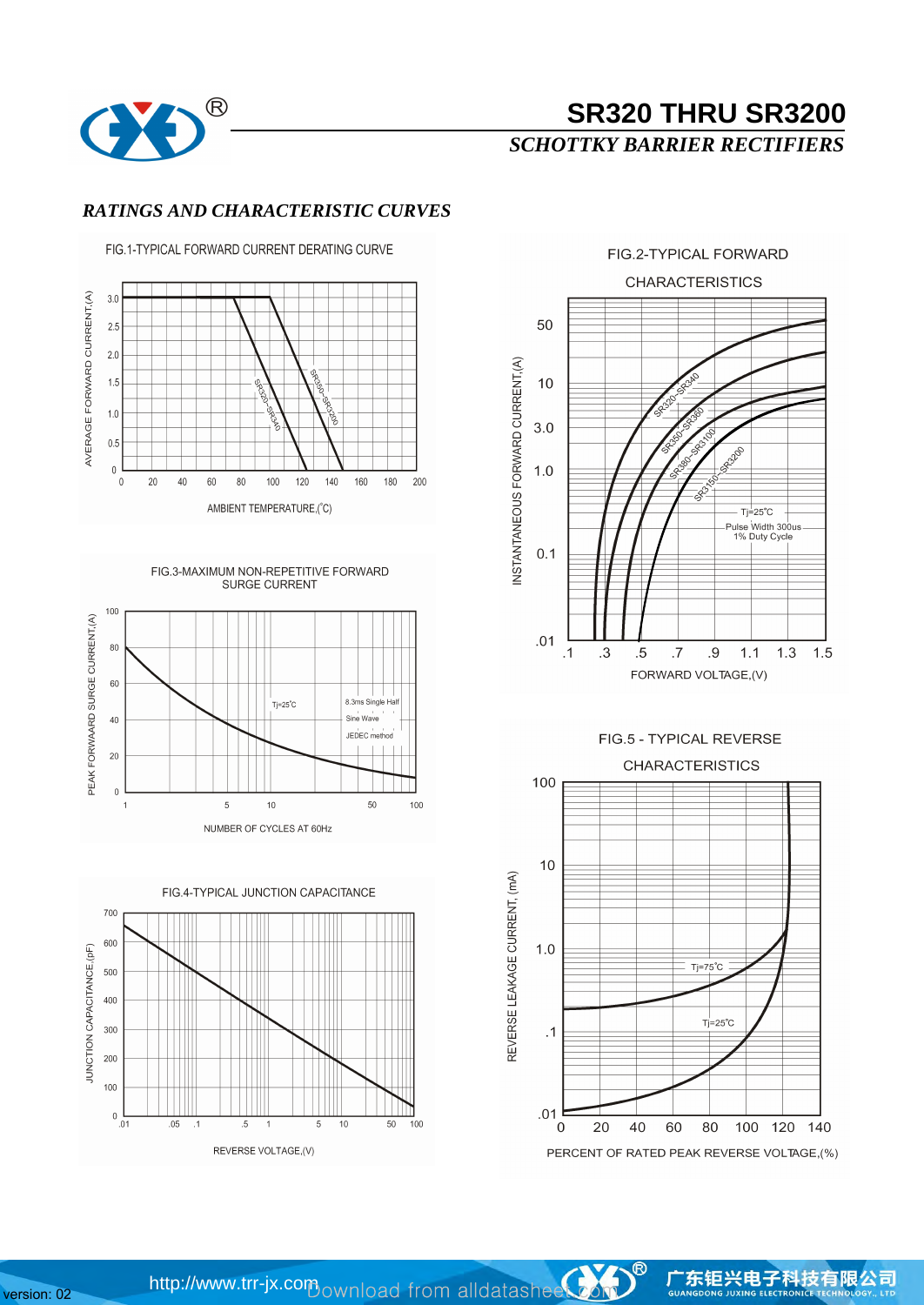# SR320 THRU SR3200

## SCHOTTKY BARRIER RECTIFIERS

## RATINGS AND CHARACTERISTIC CURVES

FIG.1-TYPICAL FORWARD CURRENT DERATING CURVE

AVERAGE FORWARD CURRENT,(A)

3.0
2.5
2.0
1.5
1.0
0.5
0

0 20 40 60 80 100 120 140 160 180 200

SR320~SR340

SR350~SR3200

AMBIENT TEMPERATURE,(°C)

FIG.2-TYPICAL FORWARD CHARACTERISTICS

INSTANTANEOUS FORWARD CURRENT,(A)

50
10
3.0
1.0
0.1
.01

.1 .3 .5 .7 .9 1.1 1.3 1.5

SR320~SR340

SR350~SR360

SR380~SR3100

SR3150~SR3200

Tj=25°C
Pulse Width 300us
1% Duty Cycle

FORWARD VOLTAGE,(V)

FIG.3-MAXIMUM NON-REPETITIVE FORWARD SURGE CURRENT

PEAK FORWARD SURGE CURRENT,(A)

100
80
60
40
20
0

1 5 10 50 100

Tj=25°C

8.3ms Single Half
Sine Wave
JEDEC method

NUMBER OF CYCLES AT 60Hz

FIG.4-TYPICAL JUNCTION CAPACITANCE

JUNCTION CAPACITANCE,(pF)

700
600
500
400
300
200
100
0

.01 .05 .1 .5 1 5 10 50 100

REVERSE VOLTAGE,(V)

FIG.5 - TYPICAL REVERSE CHARACTERISTICS

REVERSE LEAKAGE CURRENT, (mA)

100
10
1.0
.1
.01

0 20 40 60 80 100 120 140

Tj=75°C

Tj=25°C

PERCENT OF RATED PEAK REVERSE VOLTAGE,(%)

version: 02

http://www.trr-jx.com

广东钜兴电子科技有限公司
GUANGDONG JUXING ELECTRONICE TECHNOLOGY., LTD